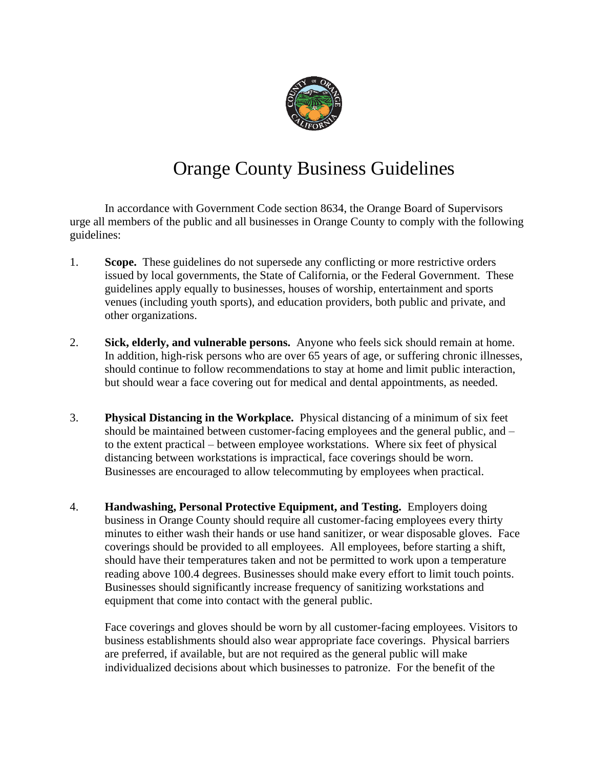# Orange County Business Guidelines

In accordance with Government Code section 8634, the Orange Board of Supervisors urge all members of the public and all businesses in Orange County to comply with the following guidelines:

1. **Scope.** These guidelines do not supersede any conflicting or more restrictive orders issued by local governments, the State of California, or the Federal Government. These guidelines apply equally to businesses, houses of worship, entertainment and sports venues (including youth sports), and education providers, both public and private, and other organizations.

2. **Sick, elderly, and vulnerable persons.** Anyone who feels sick should remain at home. In addition, high-risk persons who are over 65 years of age, or suffering chronic illnesses, should continue to follow recommendations to stay at home and limit public interaction, but should wear a face covering out for medical and dental appointments, as needed.

3. **Physical Distancing in the Workplace.** Physical distancing of a minimum of six feet should be maintained between customer-facing employees and the general public, and – to the extent practical – between employee workstations. Where six feet of physical distancing between workstations is impractical, face coverings should be worn. Businesses are encouraged to allow telecommuting by employees when practical.

4. **Handwashing, Personal Protective Equipment, and Testing.** Employers doing business in Orange County should require all customer-facing employees every thirty minutes to either wash their hands or use hand sanitizer, or wear disposable gloves. Face coverings should be provided to all employees. All employees, before starting a shift, should have their temperatures taken and not be permitted to work upon a temperature reading above 100.4 degrees. Businesses should make every effort to limit touch points. Businesses should significantly increase frequency of sanitizing workstations and equipment that come into contact with the general public.

   Face coverings and gloves should be worn by all customer-facing employees. Visitors to business establishments should also wear appropriate face coverings. Physical barriers are preferred, if available, but are not required as the general public will make individualized decisions about which businesses to patronize. For the benefit of the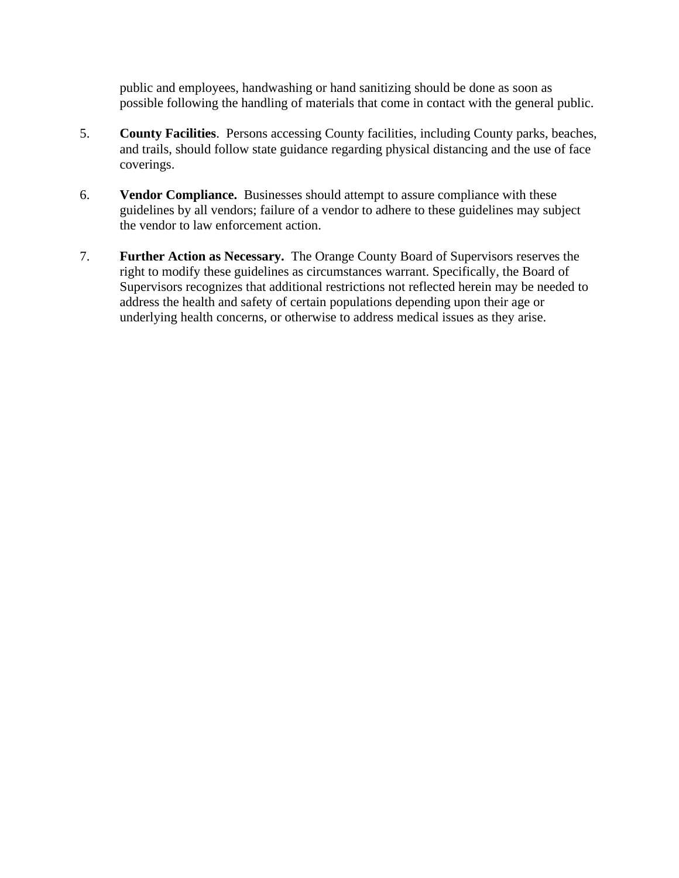public and employees, handwashing or hand sanitizing should be done as soon as possible following the handling of materials that come in contact with the general public.

5. **County Facilities**. Persons accessing County facilities, including County parks, beaches, and trails, should follow state guidance regarding physical distancing and the use of face coverings.

6. **Vendor Compliance.** Businesses should attempt to assure compliance with these guidelines by all vendors; failure of a vendor to adhere to these guidelines may subject the vendor to law enforcement action.

7. **Further Action as Necessary.** The Orange County Board of Supervisors reserves the right to modify these guidelines as circumstances warrant. Specifically, the Board of Supervisors recognizes that additional restrictions not reflected herein may be needed to address the health and safety of certain populations depending upon their age or underlying health concerns, or otherwise to address medical issues as they arise.